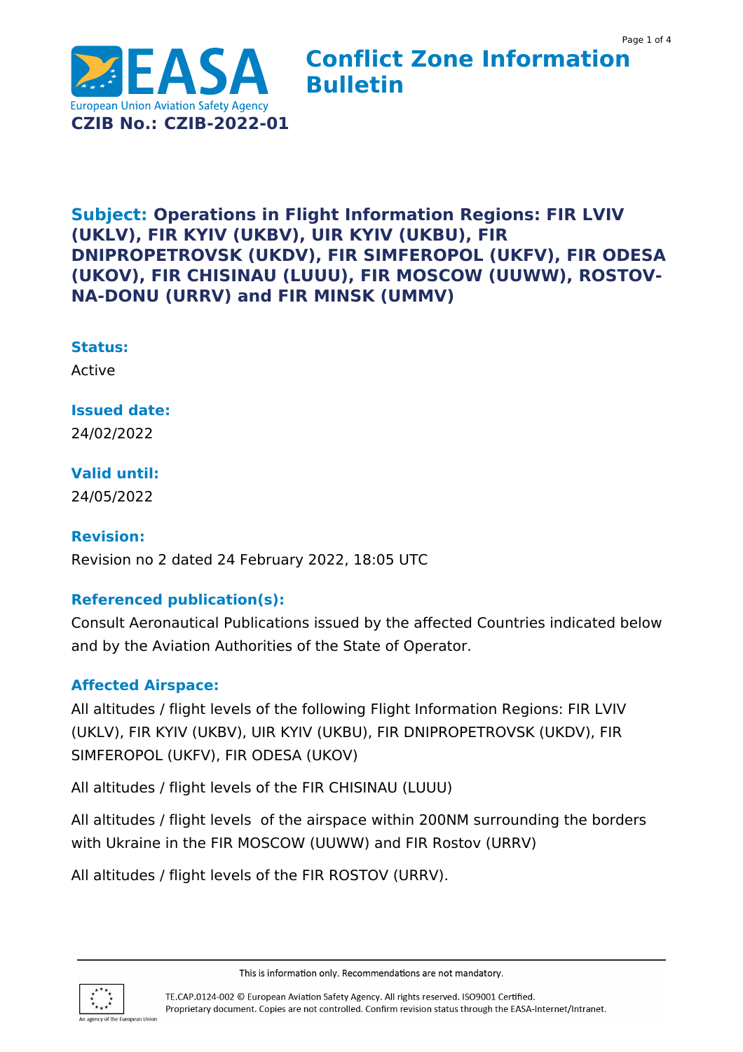# Conflict Zone Information Bulletin

European Union Aviation Safety Agency

**CZIB No.: CZIB-2022-01**

## Subject: Operations in Flight Information Regions: FIR LVIV (UKLV), FIR KYIV (UKBV), UIR KYIV (UKBU), FIR DNIPROPETROVSK (UKDV), FIR SIMFEROPOL (UKFV), FIR ODESA (UKOV), FIR CHISINAU (LUUU), FIR MOSCOW (UUWW), ROSTOV-NA-DONU (URRV) and FIR MINSK (UMMV)

### Status:

Active

### Issued date:

24/02/2022

### Valid until:

24/05/2022

### Revision:

Revision no 2 dated 24 February 2022, 18:05 UTC

### Referenced publication(s):

Consult Aeronautical Publications issued by the affected Countries indicated below and by the Aviation Authorities of the State of Operator.

### Affected Airspace:

All altitudes / flight levels of the following Flight Information Regions: FIR LVIV (UKLV), FIR KYIV (UKBV), UIR KYIV (UKBU), FIR DNIPROPETROVSK (UKDV), FIR SIMFEROPOL (UKFV), FIR ODESA (UKOV)

All altitudes / flight levels of the FIR CHISINAU (LUUU)

All altitudes / flight levels of the airspace within 200NM surrounding the borders with Ukraine in the FIR MOSCOW (UUWW) and FIR Rostov (URRV)

All altitudes / flight levels of the FIR ROSTOV (URRV).

This is information only. Recommendations are not mandatory.

TE.CAP.0124-002 © European Aviation Safety Agency. All rights reserved. ISO9001 Certified.
Proprietary document. Copies are not controlled. Confirm revision status through the EASA-Internet/Intranet.

An agency of the European Union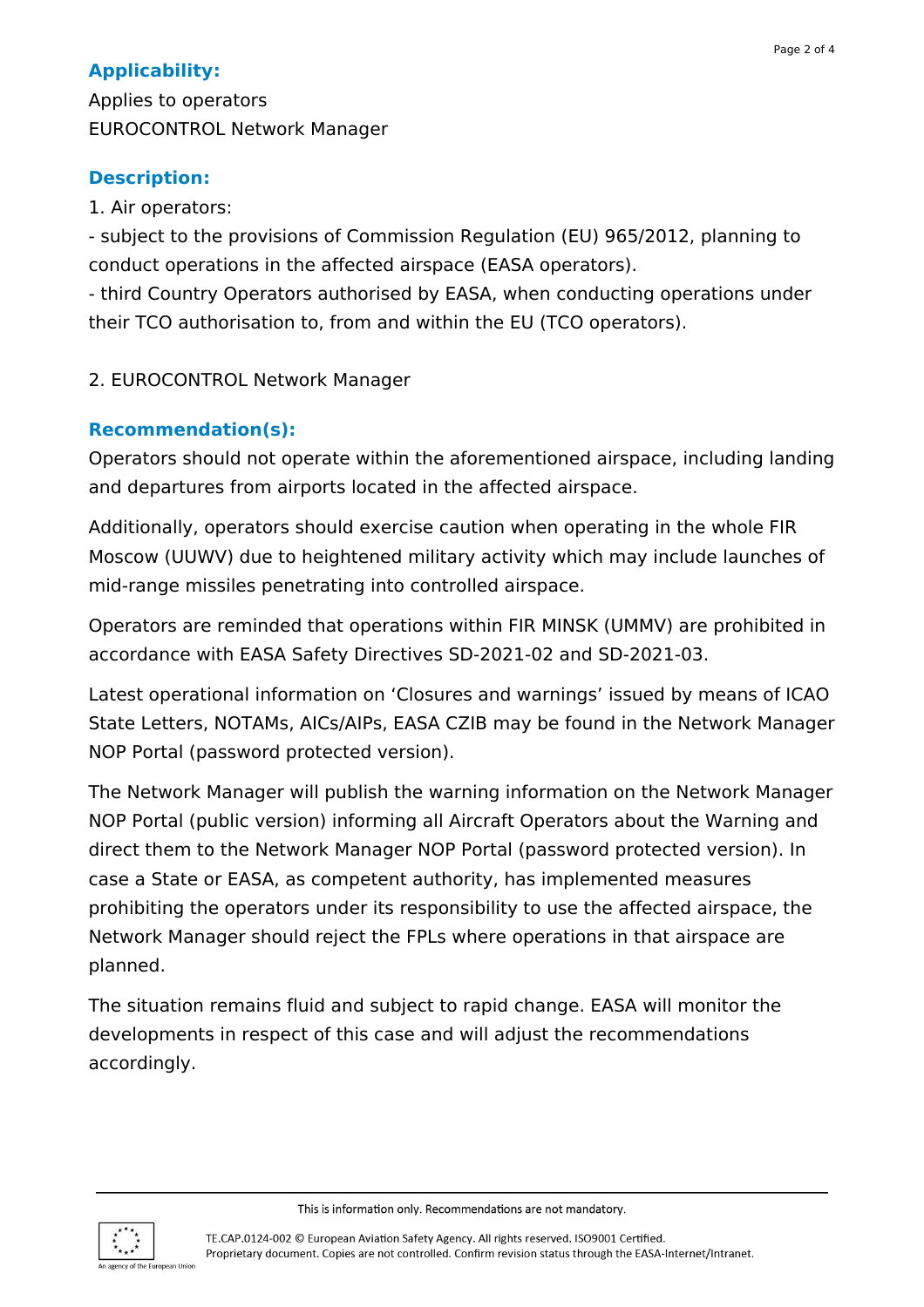## Applicability:

Applies to operators
EUROCONTROL Network Manager

## Description:

1. Air operators:
- subject to the provisions of Commission Regulation (EU) 965/2012, planning to conduct operations in the affected airspace (EASA operators).
- third Country Operators authorised by EASA, when conducting operations under their TCO authorisation to, from and within the EU (TCO operators).

2. EUROCONTROL Network Manager

## Recommendation(s):

Operators should not operate within the aforementioned airspace, including landing and departures from airports located in the affected airspace.

Additionally, operators should exercise caution when operating in the whole FIR Moscow (UUWV) due to heightened military activity which may include launches of mid-range missiles penetrating into controlled airspace.

Operators are reminded that operations within FIR MINSK (UMMV) are prohibited in accordance with EASA Safety Directives SD-2021-02 and SD-2021-03.

Latest operational information on 'Closures and warnings' issued by means of ICAO State Letters, NOTAMs, AICs/AIPs, EASA CZIB may be found in the Network Manager NOP Portal (password protected version).

The Network Manager will publish the warning information on the Network Manager NOP Portal (public version) informing all Aircraft Operators about the Warning and direct them to the Network Manager NOP Portal (password protected version). In case a State or EASA, as competent authority, has implemented measures prohibiting the operators under its responsibility to use the affected airspace, the Network Manager should reject the FPLs where operations in that airspace are planned.

The situation remains fluid and subject to rapid change. EASA will monitor the developments in respect of this case and will adjust the recommendations accordingly.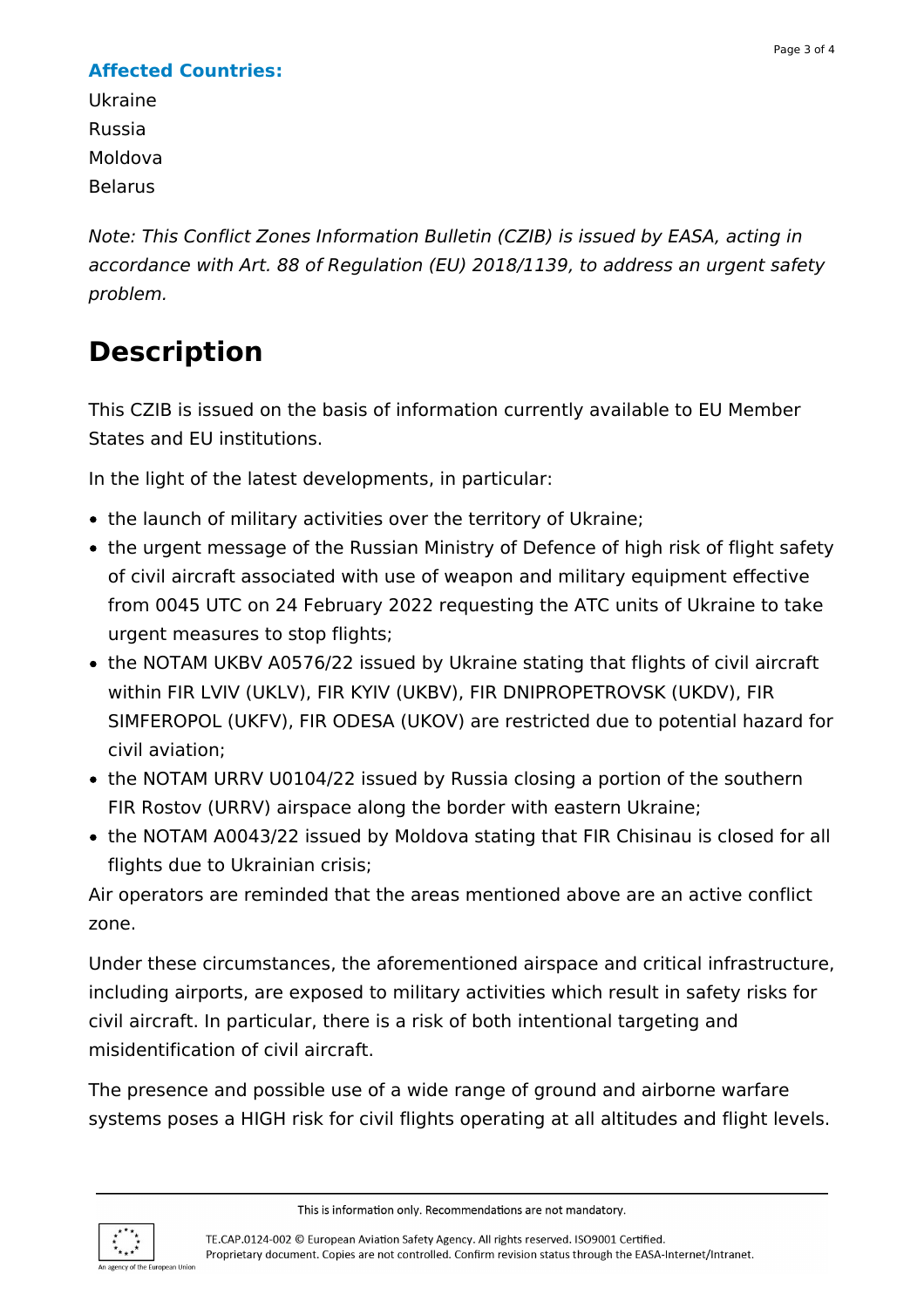**Affected Countries:**

Ukraine
Russia
Moldova
Belarus

*Note: This Conflict Zones Information Bulletin (CZIB) is issued by EASA, acting in accordance with Art. 88 of Regulation (EU) 2018/1139, to address an urgent safety problem.*

# Description

This CZIB is issued on the basis of information currently available to EU Member States and EU institutions.

In the light of the latest developments, in particular:

- the launch of military activities over the territory of Ukraine;
- the urgent message of the Russian Ministry of Defence of high risk of flight safety of civil aircraft associated with use of weapon and military equipment effective from 0045 UTC on 24 February 2022 requesting the ATC units of Ukraine to take urgent measures to stop flights;
- the NOTAM UKBV A0576/22 issued by Ukraine stating that flights of civil aircraft within FIR LVIV (UKLV), FIR KYIV (UKBV), FIR DNIPROPETROVSK (UKDV), FIR SIMFEROPOL (UKFV), FIR ODESA (UKOV) are restricted due to potential hazard for civil aviation;
- the NOTAM URRV U0104/22 issued by Russia closing a portion of the southern FIR Rostov (URRV) airspace along the border with eastern Ukraine;
- the NOTAM A0043/22 issued by Moldova stating that FIR Chisinau is closed for all flights due to Ukrainian crisis;

Air operators are reminded that the areas mentioned above are an active conflict zone.

Under these circumstances, the aforementioned airspace and critical infrastructure, including airports, are exposed to military activities which result in safety risks for civil aircraft. In particular, there is a risk of both intentional targeting and misidentification of civil aircraft.

The presence and possible use of a wide range of ground and airborne warfare systems poses a HIGH risk for civil flights operating at all altitudes and flight levels.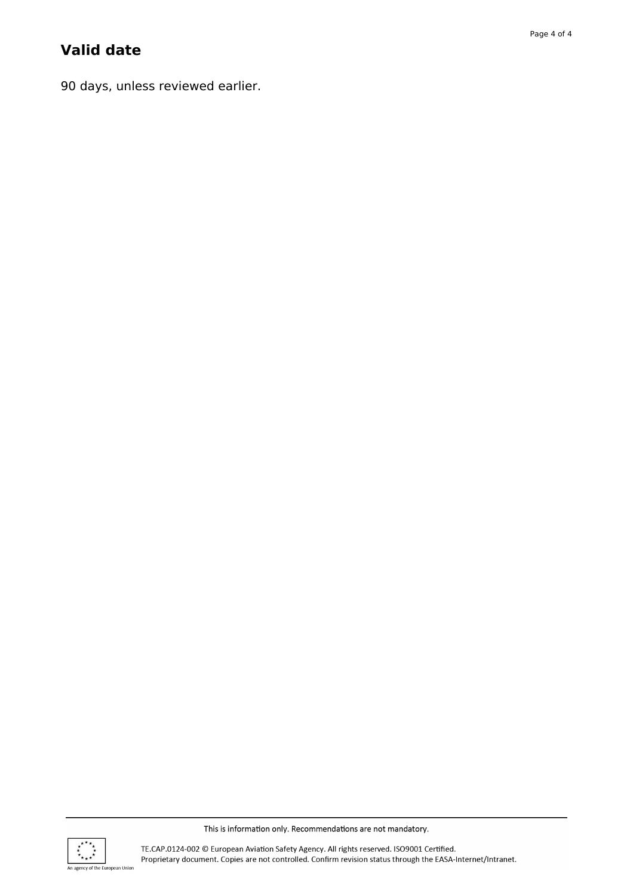## Valid date

90 days, unless reviewed earlier.